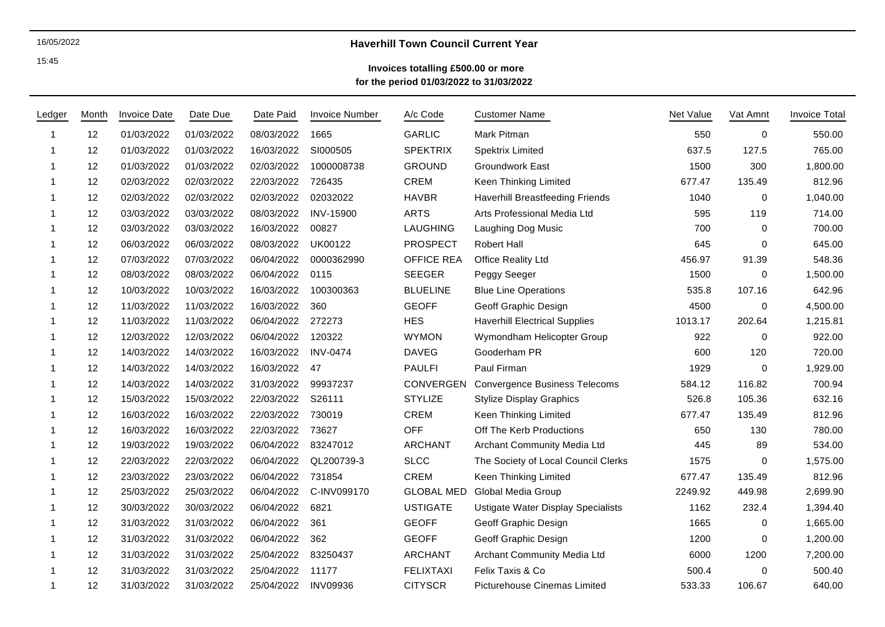16/05/2022

15:45

# Haverhill Town Council Current Year

## Invoices totalling £500.00 or more
## for the period 01/03/2022 to 31/03/2022

| Ledger | Month | Invoice Date | Date Due | Date Paid | Invoice Number | A/c Code | Customer Name | Net Value | Vat Amnt | Invoice Total |
|---|---|---|---|---|---|---|---|---|---|---|
| 1 | 12 | 01/03/2022 | 01/03/2022 | 08/03/2022 | 1665 | GARLIC | Mark Pitman | 550 | 0 | 550.00 |
| 1 | 12 | 01/03/2022 | 01/03/2022 | 16/03/2022 | SI000505 | SPEKTRIX | Spektrix Limited | 637.5 | 127.5 | 765.00 |
| 1 | 12 | 01/03/2022 | 01/03/2022 | 02/03/2022 | 1000008738 | GROUND | Groundwork East | 1500 | 300 | 1,800.00 |
| 1 | 12 | 02/03/2022 | 02/03/2022 | 22/03/2022 | 726435 | CREM | Keen Thinking Limited | 677.47 | 135.49 | 812.96 |
| 1 | 12 | 02/03/2022 | 02/03/2022 | 02/03/2022 | 02032022 | HAVBR | Haverhill Breastfeeding Friends | 1040 | 0 | 1,040.00 |
| 1 | 12 | 03/03/2022 | 03/03/2022 | 08/03/2022 | INV-15900 | ARTS | Arts Professional Media Ltd | 595 | 119 | 714.00 |
| 1 | 12 | 03/03/2022 | 03/03/2022 | 16/03/2022 | 00827 | LAUGHING | Laughing Dog Music | 700 | 0 | 700.00 |
| 1 | 12 | 06/03/2022 | 06/03/2022 | 08/03/2022 | UK00122 | PROSPECT | Robert Hall | 645 | 0 | 645.00 |
| 1 | 12 | 07/03/2022 | 07/03/2022 | 06/04/2022 | 0000362990 | OFFICE REA | Office Reality Ltd | 456.97 | 91.39 | 548.36 |
| 1 | 12 | 08/03/2022 | 08/03/2022 | 06/04/2022 | 0115 | SEEGER | Peggy Seeger | 1500 | 0 | 1,500.00 |
| 1 | 12 | 10/03/2022 | 10/03/2022 | 16/03/2022 | 100300363 | BLUELINE | Blue Line Operations | 535.8 | 107.16 | 642.96 |
| 1 | 12 | 11/03/2022 | 11/03/2022 | 16/03/2022 | 360 | GEOFF | Geoff Graphic Design | 4500 | 0 | 4,500.00 |
| 1 | 12 | 11/03/2022 | 11/03/2022 | 06/04/2022 | 272273 | HES | Haverhill Electrical Supplies | 1013.17 | 202.64 | 1,215.81 |
| 1 | 12 | 12/03/2022 | 12/03/2022 | 06/04/2022 | 120322 | WYMON | Wymondham Helicopter Group | 922 | 0 | 922.00 |
| 1 | 12 | 14/03/2022 | 14/03/2022 | 16/03/2022 | INV-0474 | DAVEG | Gooderham PR | 600 | 120 | 720.00 |
| 1 | 12 | 14/03/2022 | 14/03/2022 | 16/03/2022 | 47 | PAULFI | Paul Firman | 1929 | 0 | 1,929.00 |
| 1 | 12 | 14/03/2022 | 14/03/2022 | 31/03/2022 | 99937237 | CONVERGEN | Convergence Business Telecoms | 584.12 | 116.82 | 700.94 |
| 1 | 12 | 15/03/2022 | 15/03/2022 | 22/03/2022 | S26111 | STYLIZE | Stylize Display Graphics | 526.8 | 105.36 | 632.16 |
| 1 | 12 | 16/03/2022 | 16/03/2022 | 22/03/2022 | 730019 | CREM | Keen Thinking Limited | 677.47 | 135.49 | 812.96 |
| 1 | 12 | 16/03/2022 | 16/03/2022 | 22/03/2022 | 73627 | OFF | Off The Kerb Productions | 650 | 130 | 780.00 |
| 1 | 12 | 19/03/2022 | 19/03/2022 | 06/04/2022 | 83247012 | ARCHANT | Archant Community Media Ltd | 445 | 89 | 534.00 |
| 1 | 12 | 22/03/2022 | 22/03/2022 | 06/04/2022 | QL200739-3 | SLCC | The Society of Local Council Clerks | 1575 | 0 | 1,575.00 |
| 1 | 12 | 23/03/2022 | 23/03/2022 | 06/04/2022 | 731854 | CREM | Keen Thinking Limited | 677.47 | 135.49 | 812.96 |
| 1 | 12 | 25/03/2022 | 25/03/2022 | 06/04/2022 | C-INV099170 | GLOBAL MED | Global Media Group | 2249.92 | 449.98 | 2,699.90 |
| 1 | 12 | 30/03/2022 | 30/03/2022 | 06/04/2022 | 6821 | USTIGATE | Ustigate Water Display Specialists | 1162 | 232.4 | 1,394.40 |
| 1 | 12 | 31/03/2022 | 31/03/2022 | 06/04/2022 | 361 | GEOFF | Geoff Graphic Design | 1665 | 0 | 1,665.00 |
| 1 | 12 | 31/03/2022 | 31/03/2022 | 06/04/2022 | 362 | GEOFF | Geoff Graphic Design | 1200 | 0 | 1,200.00 |
| 1 | 12 | 31/03/2022 | 31/03/2022 | 25/04/2022 | 83250437 | ARCHANT | Archant Community Media Ltd | 6000 | 1200 | 7,200.00 |
| 1 | 12 | 31/03/2022 | 31/03/2022 | 25/04/2022 | 11177 | FELIXTAXI | Felix Taxis & Co | 500.4 | 0 | 500.40 |
| 1 | 12 | 31/03/2022 | 31/03/2022 | 25/04/2022 | INV09936 | CITYSCR | Picturehouse Cinemas Limited | 533.33 | 106.67 | 640.00 |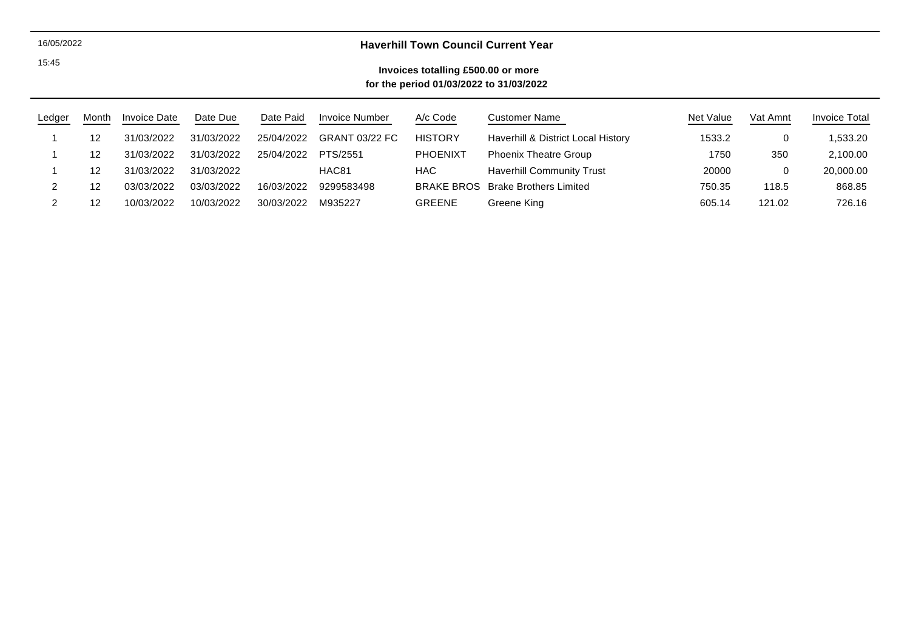16/05/2022

15:45

# Haverhill Town Council Current Year

## Invoices totalling £500.00 or more
## for the period 01/03/2022 to 31/03/2022

| Ledger | Month | Invoice Date | Date Due | Date Paid | Invoice Number | A/c Code | Customer Name | Net Value | Vat Amnt | Invoice Total |
|---|---|---|---|---|---|---|---|---|---|---|
| 1 | 12 | 31/03/2022 | 31/03/2022 | 25/04/2022 | GRANT 03/22 FC | HISTORY | Haverhill & District Local History | 1533.2 | 0 | 1,533.20 |
| 1 | 12 | 31/03/2022 | 31/03/2022 | 25/04/2022 | PTS/2551 | PHOENIXT | Phoenix Theatre Group | 1750 | 350 | 2,100.00 |
| 1 | 12 | 31/03/2022 | 31/03/2022 | | HAC81 | HAC | Haverhill Community Trust | 20000 | 0 | 20,000.00 |
| 2 | 12 | 03/03/2022 | 03/03/2022 | 16/03/2022 | 9299583498 | BRAKE BROS | Brake Brothers Limited | 750.35 | 118.5 | 868.85 |
| 2 | 12 | 10/03/2022 | 10/03/2022 | 30/03/2022 | M935227 | GREENE | Greene King | 605.14 | 121.02 | 726.16 |